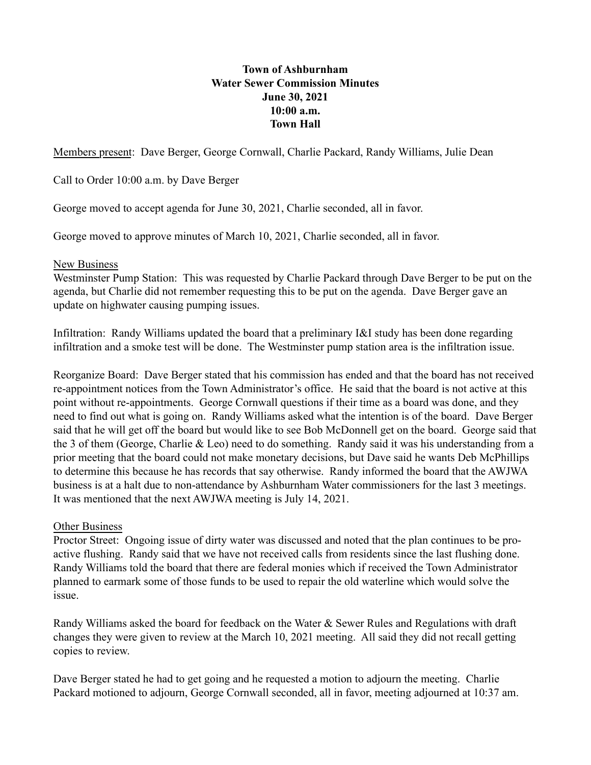**Town of Ashburnham**
**Water Sewer Commission Minutes**
**June 30, 2021**
**10:00 a.m.**
**Town Hall**

Members present: Dave Berger, George Cornwall, Charlie Packard, Randy Williams, Julie Dean

Call to Order 10:00 a.m. by Dave Berger

George moved to accept agenda for June 30, 2021, Charlie seconded, all in favor.

George moved to approve minutes of March 10, 2021, Charlie seconded, all in favor.

New Business

Westminster Pump Station: This was requested by Charlie Packard through Dave Berger to be put on the agenda, but Charlie did not remember requesting this to be put on the agenda. Dave Berger gave an update on highwater causing pumping issues.

Infiltration: Randy Williams updated the board that a preliminary I&I study has been done regarding infiltration and a smoke test will be done. The Westminster pump station area is the infiltration issue.

Reorganize Board: Dave Berger stated that his commission has ended and that the board has not received re-appointment notices from the Town Administrator's office. He said that the board is not active at this point without re-appointments. George Cornwall questions if their time as a board was done, and they need to find out what is going on. Randy Williams asked what the intention is of the board. Dave Berger said that he will get off the board but would like to see Bob McDonnell get on the board. George said that the 3 of them (George, Charlie & Leo) need to do something. Randy said it was his understanding from a prior meeting that the board could not make monetary decisions, but Dave said he wants Deb McPhillips to determine this because he has records that say otherwise. Randy informed the board that the AWJWA business is at a halt due to non-attendance by Ashburnham Water commissioners for the last 3 meetings. It was mentioned that the next AWJWA meeting is July 14, 2021.

Other Business

Proctor Street: Ongoing issue of dirty water was discussed and noted that the plan continues to be pro-active flushing. Randy said that we have not received calls from residents since the last flushing done. Randy Williams told the board that there are federal monies which if received the Town Administrator planned to earmark some of those funds to be used to repair the old waterline which would solve the issue.

Randy Williams asked the board for feedback on the Water & Sewer Rules and Regulations with draft changes they were given to review at the March 10, 2021 meeting. All said they did not recall getting copies to review.

Dave Berger stated he had to get going and he requested a motion to adjourn the meeting. Charlie Packard motioned to adjourn, George Cornwall seconded, all in favor, meeting adjourned at 10:37 am.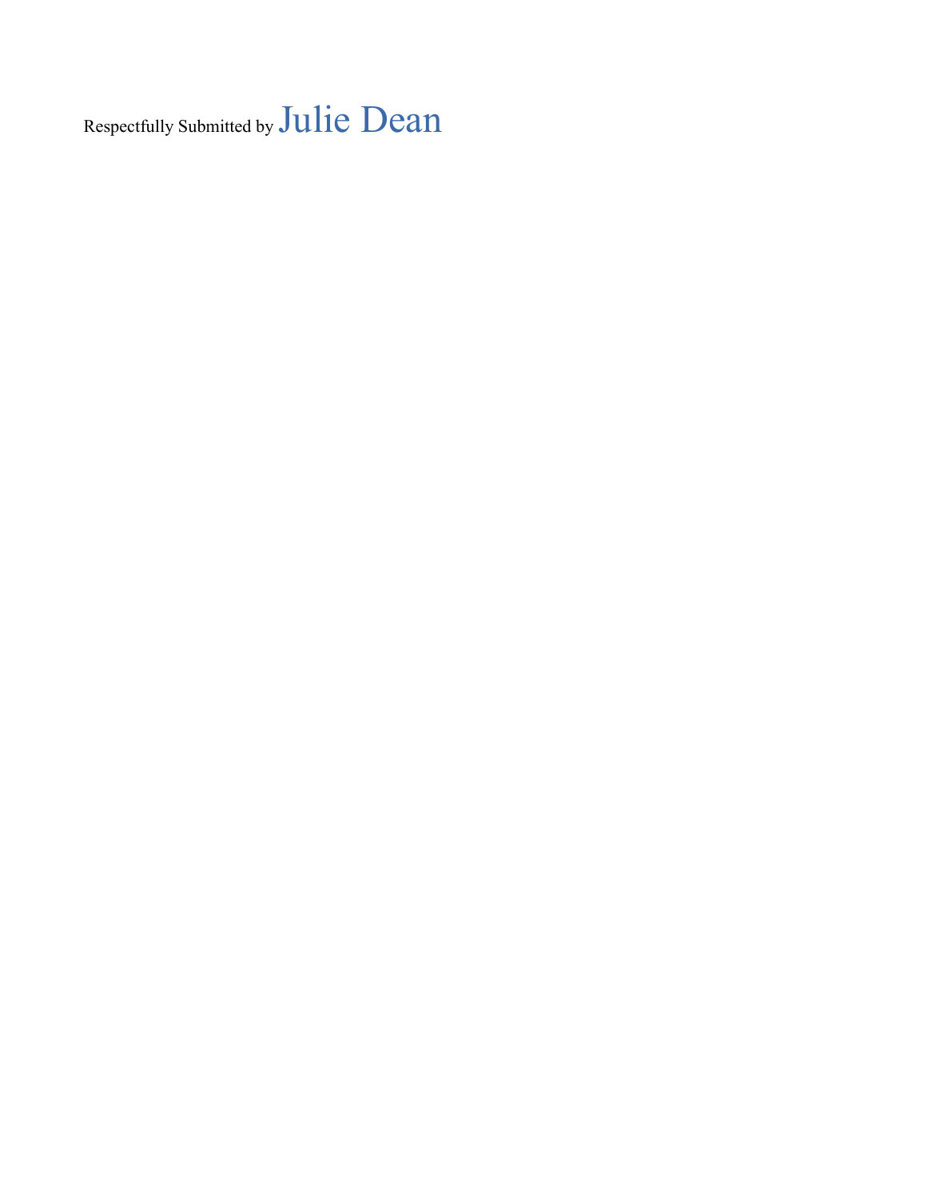Respectfully Submitted by Julie Dean